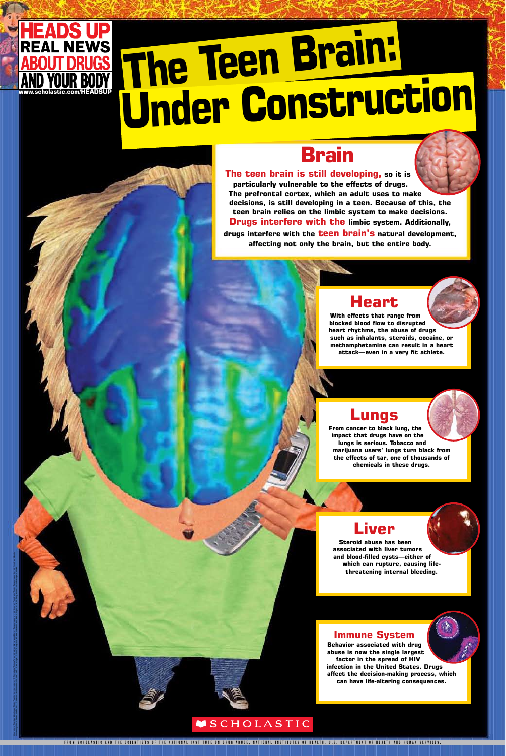**HEADS UP**
**REAL NEWS ABOUT DRUGS AND YOUR BODY**
www.scholastic.com/HEADSUP

# The Teen Brain: Under Construction

## Brain

**The teen brain is still developing, so it is particularly vulnerable to the effects of drugs. The prefrontal cortex, which an adult uses to make decisions, is still developing in a teen. Because of this, the teen brain relies on the limbic system to make decisions. Drugs interfere with the limbic system. Additionally, drugs interfere with the teen brain's natural development, affecting not only the brain, but the entire body.**

## Heart

**With effects that range from blocked blood flow to disrupted heart rhythms, the abuse of drugs such as inhalants, steroids, cocaine, or methamphetamine can result in a heart attack—even in a very fit athlete.**

## Lungs

**From cancer to black lung, the impact that drugs have on the lungs is serious. Tobacco and marijuana users' lungs turn black from the effects of tar, one of thousands of chemicals in these drugs.**

## Liver

**Steroid abuse has been associated with liver tumors and blood-filled cysts—either of which can rupture, causing life-threatening internal bleeding.**

## Immune System

**Behavior associated with drug abuse is now the single largest factor in the spread of HIV infection in the United States. Drugs affect the decision-making process, which can have life-altering consequences.**

SCHOLASTIC

FROM SCHOLASTIC AND THE SCIENTISTS OF THE NATIONAL INSTITUTE ON DRUG ABUSE, NATIONAL INSTITUTES OF HEALTH, U.S. DEPARTMENT OF HEALTH AND HUMAN SERVICES.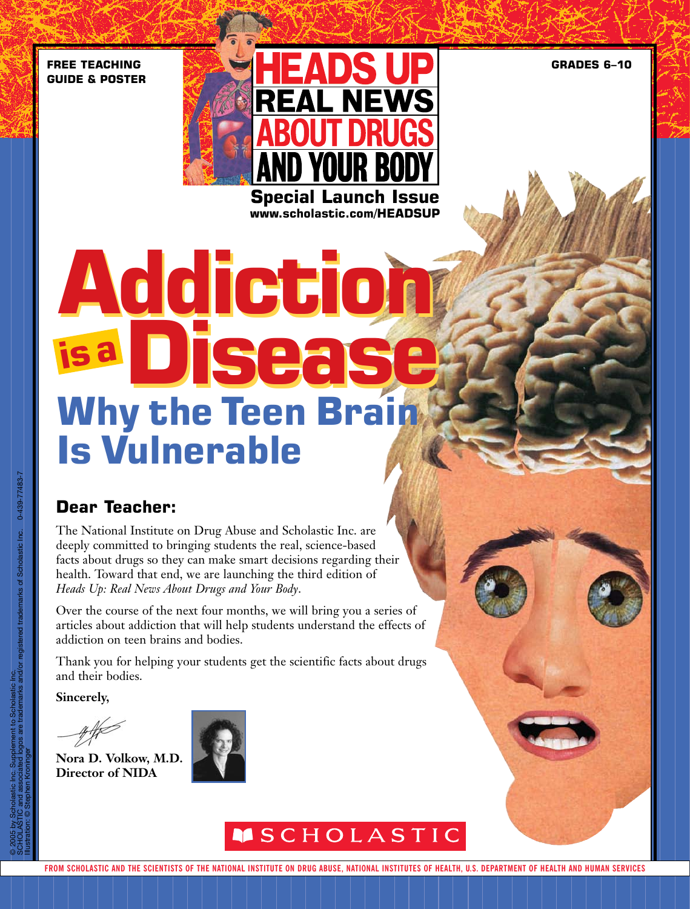FREE TEACHING GUIDE & POSTER

GRADES 6–10

# HEADS UP REAL NEWS ABOUT DRUGS AND YOUR BODY

**Special Launch Issue**
**www.scholastic.com/HEADSUP**

# Addiction is a Disease

## Why the Teen Brain Is Vulnerable

### Dear Teacher:

The National Institute on Drug Abuse and Scholastic Inc. are deeply committed to bringing students the real, science-based facts about drugs so they can make smart decisions regarding their health. Toward that end, we are launching the third edition of *Heads Up: Real News About Drugs and Your Body*.

Over the course of the next four months, we will bring you a series of articles about addiction that will help students understand the effects of addiction on teen brains and bodies.

Thank you for helping your students get the scientific facts about drugs and their bodies.

**Sincerely,**

**Nora D. Volkow, M.D.**
**Director of NIDA**

SCHOLASTIC

© 2005 by Scholastic Inc. Supplement to Scholastic Inc. SCHOLASTIC and associated logos are trademarks and/or registered trademarks of Scholastic Inc. 0-439-77483-7
Illustration: © Stephen Kroninger

FROM SCHOLASTIC AND THE SCIENTISTS OF THE NATIONAL INSTITUTE ON DRUG ABUSE, NATIONAL INSTITUTES OF HEALTH, U.S. DEPARTMENT OF HEALTH AND HUMAN SERVICES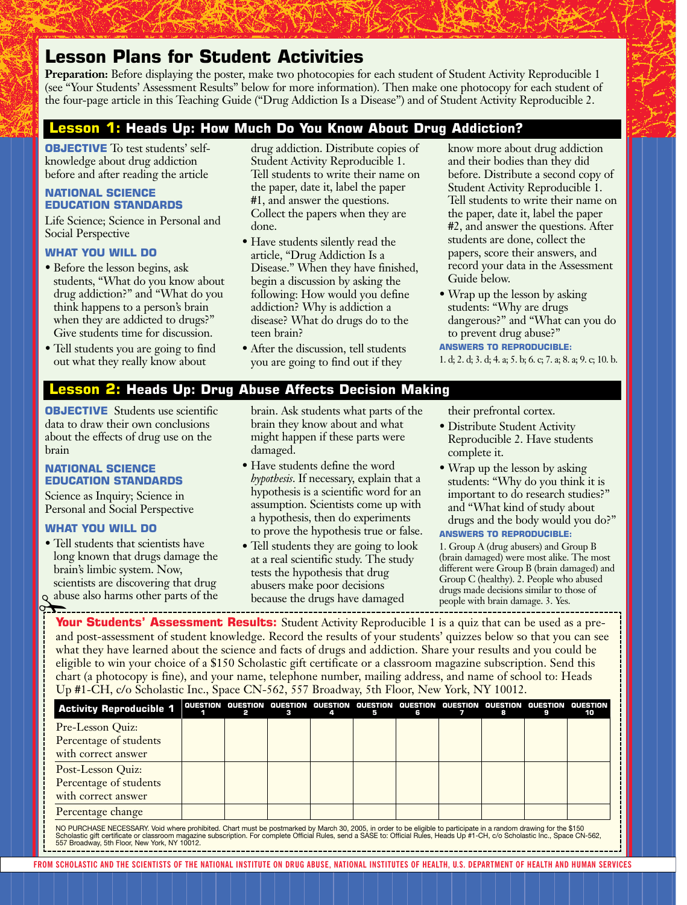# Lesson Plans for Student Activities

**Preparation:** Before displaying the poster, make two photocopies for each student of Student Activity Reproducible 1 (see "Your Students' Assessment Results" below for more information). Then make one photocopy for each student of the four-page article in this Teaching Guide ("Drug Addiction Is a Disease") and of Student Activity Reproducible 2.

## Lesson 1: Heads Up: How Much Do You Know About Drug Addiction?

**OBJECTIVE** To test students' self-knowledge about drug addiction before and after reading the article

### NATIONAL SCIENCE EDUCATION STANDARDS

Life Science; Science in Personal and Social Perspective

### WHAT YOU WILL DO

- Before the lesson begins, ask students, "What do you know about drug addiction?" and "What do you think happens to a person's brain when they are addicted to drugs?" Give students time for discussion.
- Tell students you are going to find out what they really know about drug addiction. Distribute copies of Student Activity Reproducible 1. Tell students to write their name on the paper, date it, label the paper #1, and answer the questions. Collect the papers when they are done.
- Have students silently read the article, "Drug Addiction Is a Disease." When they have finished, begin a discussion by asking the following: How would you define addiction? Why is addiction a disease? What do drugs do to the teen brain?
- After the discussion, tell students you are going to find out if they know more about drug addiction and their bodies than they did before. Distribute a second copy of Student Activity Reproducible 1. Tell students to write their name on the paper, date it, label the paper #2, and answer the questions. After students are done, collect the papers, score their answers, and record your data in the Assessment Guide below.
- Wrap up the lesson by asking students: "Why are drugs dangerous?" and "What can you do to prevent drug abuse?"

**ANSWERS TO REPRODUCIBLE:**

1. d; 2. d; 3. d; 4. a; 5. b; 6. c; 7. a; 8. a; 9. c; 10. b.

## Lesson 2: Heads Up: Drug Abuse Affects Decision Making

**OBJECTIVE** Students use scientific data to draw their own conclusions about the effects of drug use on the brain

### NATIONAL SCIENCE EDUCATION STANDARDS

Science as Inquiry; Science in Personal and Social Perspective

### WHAT YOU WILL DO

- Tell students that scientists have long known that drugs damage the brain's limbic system. Now, scientists are discovering that drug abuse also harms other parts of the brain. Ask students what parts of the brain they know about and what might happen if these parts were damaged.
- Have students define the word *hypothesis*. If necessary, explain that a hypothesis is a scientific word for an assumption. Scientists come up with a hypothesis, then do experiments to prove the hypothesis true or false.
- Tell students they are going to look at a real scientific study. The study tests the hypothesis that drug abusers make poor decisions because the drugs have damaged their prefrontal cortex.
- Distribute Student Activity Reproducible 2. Have students complete it.
- Wrap up the lesson by asking students: "Why do you think it is important to do research studies?" and "What kind of study about drugs and the body would you do?"

**ANSWERS TO REPRODUCIBLE:**

1. Group A (drug abusers) and Group B (brain damaged) were most alike. The most different were Group B (brain damaged) and Group C (healthy). 2. People who abused drugs made decisions similar to those of people with brain damage. 3. Yes.

**Your Students' Assessment Results:** Student Activity Reproducible 1 is a quiz that can be used as a pre- and post-assessment of student knowledge. Record the results of your students' quizzes below so that you can see what they have learned about the science and facts of drugs and addiction. Share your results and you could be eligible to win your choice of a $150 Scholastic gift certificate or a classroom magazine subscription. Send this chart (a photocopy is fine), and your name, telephone number, mailing address, and name of school to: Heads Up #1-CH, c/o Scholastic Inc., Space CN-562, 557 Broadway, 5th Floor, New York, NY 10012.

| Activity Reproducible 1 | QUESTION 1 | QUESTION 2 | QUESTION 3 | QUESTION 4 | QUESTION 5 | QUESTION 6 | QUESTION 7 | QUESTION 8 | QUESTION 9 | QUESTION 10 |
|---|---|---|---|---|---|---|---|---|---|---|
| Pre-Lesson Quiz: Percentage of students with correct answer | | | | | | | | | | |
| Post-Lesson Quiz: Percentage of students with correct answer | | | | | | | | | | |
| Percentage change | | | | | | | | | | |

NO PURCHASE NECESSARY. Void where prohibited. Chart must be postmarked by March 30, 2005, in order to be eligible to participate in a random drawing for the $150 Scholastic gift certificate or classroom magazine subscription. For complete Official Rules, send a SASE to: Official Rules, Heads Up #1-CH, c/o Scholastic Inc., Space CN-562, 557 Broadway, 5th Floor, New York, NY 10012.

FROM SCHOLASTIC AND THE SCIENTISTS OF THE NATIONAL INSTITUTE ON DRUG ABUSE, NATIONAL INSTITUTES OF HEALTH, U.S. DEPARTMENT OF HEALTH AND HUMAN SERVICES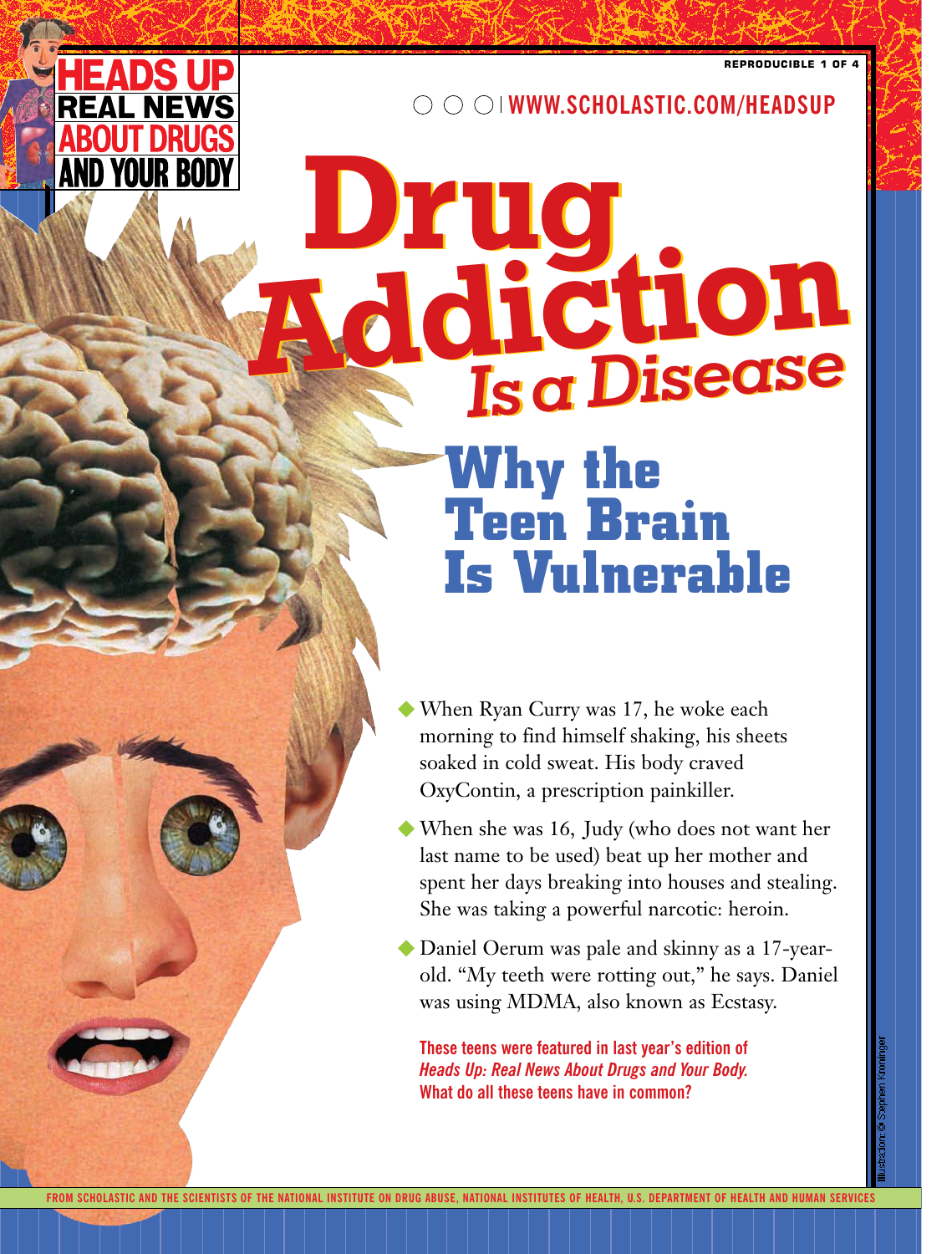HEADS UP
REAL NEWS ABOUT DRUGS AND YOUR BODY

WWW.SCHOLASTIC.COM/HEADSUP

# Drug Addiction *Is a Disease*

## Why the Teen Brain Is Vulnerable

- When Ryan Curry was 17, he woke each morning to find himself shaking, his sheets soaked in cold sweat. His body craved OxyContin, a prescription painkiller.
- When she was 16, Judy (who does not want her last name to be used) beat up her mother and spent her days breaking into houses and stealing. She was taking a powerful narcotic: heroin.
- Daniel Oerum was pale and skinny as a 17-year-old. "My teeth were rotting out," he says. Daniel was using MDMA, also known as Ecstasy.

**These teens were featured in last year's edition of *Heads Up: Real News About Drugs and Your Body.* What do all these teens have in common?**

Illustration: © Stephen Kroninger

FROM SCHOLASTIC AND THE SCIENTISTS OF THE NATIONAL INSTITUTE ON DRUG ABUSE, NATIONAL INSTITUTES OF HEALTH, U.S. DEPARTMENT OF HEALTH AND HUMAN SERVICES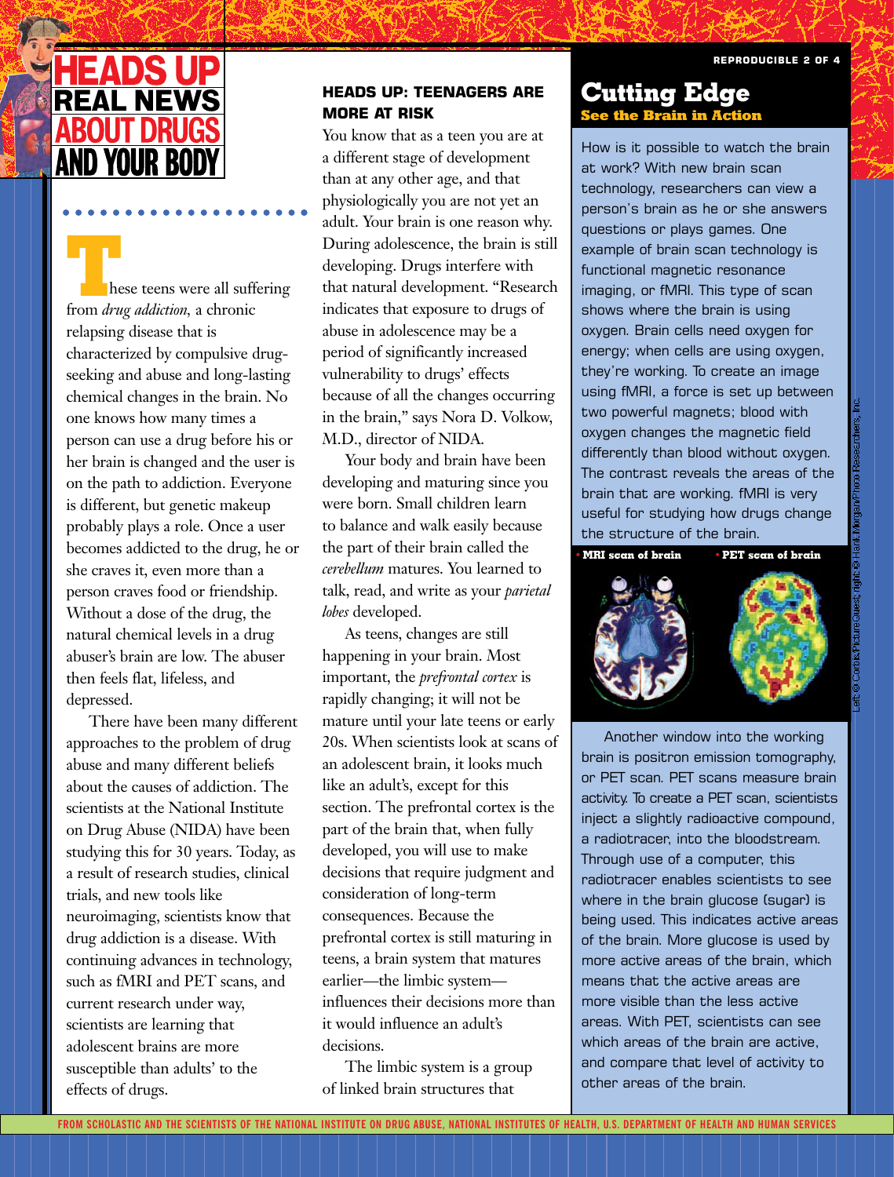# HEADS UP REAL NEWS ABOUT DRUGS AND YOUR BODY

These teens were all suffering from *drug addiction,* a chronic relapsing disease that is characterized by compulsive drug-seeking and abuse and long-lasting chemical changes in the brain. No one knows how many times a person can use a drug before his or her brain is changed and the user is on the path to addiction. Everyone is different, but genetic makeup probably plays a role. Once a user becomes addicted to the drug, he or she craves it, even more than a person craves food or friendship. Without a dose of the drug, the natural chemical levels in a drug abuser's brain are low. The abuser then feels flat, lifeless, and depressed.

There have been many different approaches to the problem of drug abuse and many different beliefs about the causes of addiction. The scientists at the National Institute on Drug Abuse (NIDA) have been studying this for 30 years. Today, as a result of research studies, clinical trials, and new tools like neuroimaging, scientists know that drug addiction is a disease. With continuing advances in technology, such as fMRI and PET scans, and current research under way, scientists are learning that adolescent brains are more susceptible than adults' to the effects of drugs.

## HEADS UP: TEENAGERS ARE MORE AT RISK

You know that as a teen you are at a different stage of development than at any other age, and that physiologically you are not yet an adult. Your brain is one reason why. During adolescence, the brain is still developing. Drugs interfere with that natural development. "Research indicates that exposure to drugs of abuse in adolescence may be a period of significantly increased vulnerability to drugs' effects because of all the changes occurring in the brain," says Nora D. Volkow, M.D., director of NIDA.

Your body and brain have been developing and maturing since you were born. Small children learn to balance and walk easily because the part of their brain called the *cerebellum* matures. You learned to talk, read, and write as your *parietal lobes* developed.

As teens, changes are still happening in your brain. Most important, the *prefrontal cortex* is rapidly changing; it will not be mature until your late teens or early 20s. When scientists look at scans of an adolescent brain, it looks much like an adult's, except for this section. The prefrontal cortex is the part of the brain that, when fully developed, you will use to make decisions that require judgment and consideration of long-term consequences. Because the prefrontal cortex is still maturing in teens, a brain system that matures earlier—the limbic system—influences their decisions more than it would influence an adult's decisions.

The limbic system is a group of linked brain structures that

## Cutting Edge

### See the Brain in Action

How is it possible to watch the brain at work? With new brain scan technology, researchers can view a person's brain as he or she answers questions or plays games. One example of brain scan technology is functional magnetic resonance imaging, or fMRI. This type of scan shows where the brain is using oxygen. Brain cells need oxygen for energy; when cells are using oxygen, they're working. To create an image using fMRI, a force is set up between two powerful magnets; blood with oxygen changes the magnetic field differently than blood without oxygen. The contrast reveals the areas of the brain that are working. fMRI is very useful for studying how drugs change the structure of the brain.

• MRI scan of brain • PET scan of brain

Left: © Corbis; PictureQuest; right: © Hank Morgan/Photo Researchers, Inc.

Another window into the working brain is positron emission tomography, or PET scan. PET scans measure brain activity. To create a PET scan, scientists inject a slightly radioactive compound, a radiotracer, into the bloodstream. Through use of a computer, this radiotracer enables scientists to see where in the brain glucose (sugar) is being used. This indicates active areas of the brain. More glucose is used by more active areas of the brain, which means that the active areas are more visible than the less active areas. With PET, scientists can see which areas of the brain are active, and compare that level of activity to other areas of the brain.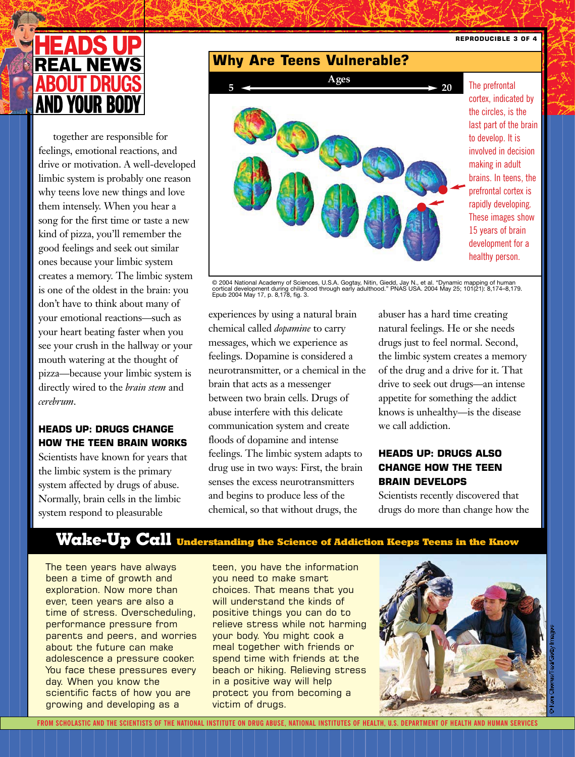together are responsible for feelings, emotional reactions, and drive or motivation. A well-developed limbic system is probably one reason why teens love new things and love them intensely. When you hear a song for the first time or taste a new kind of pizza, you'll remember the good feelings and seek out similar ones because your limbic system creates a memory. The limbic system is one of the oldest in the brain: you don't have to think about many of your emotional reactions—such as your heart beating faster when you see your crush in the hallway or your mouth watering at the thought of pizza—because your limbic system is directly wired to the *brain stem* and *cerebrum*.

## Why Are Teens Vulnerable?

Ages 5 → 20

The prefrontal cortex, indicated by the circles, is the last part of the brain to develop. It is involved in decision making in adult brains. In teens, the prefrontal cortex is rapidly developing. These images show 15 years of brain development for a healthy person.

© 2004 National Academy of Sciences, U.S.A. Gogtay, Nitin, Giedd, Jay N., et al. "Dynamic mapping of human cortical development during childhood through early adulthood." PNAS USA. 2004 May 25; 101(21): 8,174–8,179. Epub 2004 May 17, p. 8,178, fig. 3.

### HEADS UP: DRUGS CHANGE HOW THE TEEN BRAIN WORKS

Scientists have known for years that the limbic system is the primary system affected by drugs of abuse. Normally, brain cells in the limbic system respond to pleasurable experiences by using a natural brain chemical called *dopamine* to carry messages, which we experience as feelings. Dopamine is considered a neurotransmitter, or a chemical in the brain that acts as a messenger between two brain cells. Drugs of abuse interfere with this delicate communication system and create floods of dopamine and intense feelings. The limbic system adapts to drug use in two ways: First, the brain senses the excess neurotransmitters and begins to produce less of the chemical, so that without drugs, the abuser has a hard time creating natural feelings. He or she needs drugs just to feel normal. Second, the limbic system creates a memory of the drug and a drive for it. That drive to seek out drugs—an intense appetite for something the addict knows is unhealthy—is the disease we call addiction.

### HEADS UP: DRUGS ALSO CHANGE HOW THE TEEN BRAIN DEVELOPS

Scientists recently discovered that drugs do more than change how the

## Wake-Up Call Understanding the Science of Addiction Keeps Teens in the Know

The teen years have always been a time of growth and exploration. Now more than ever, teen years are also a time of stress. Overscheduling, performance pressure from parents and peers, and worries about the future can make adolescence a pressure cooker. You face these pressures every day. When you know the scientific facts of how you are growing and developing as a teen, you have the information you need to make smart choices. That means that you will understand the kinds of positive things you can do to relieve stress while not harming your body. You might cook a meal together with friends or spend time with friends at the beach or hiking. Relieving stress in a positive way will help protect you from becoming a victim of drugs.

© Kani Chorus/Taxi/Getty Images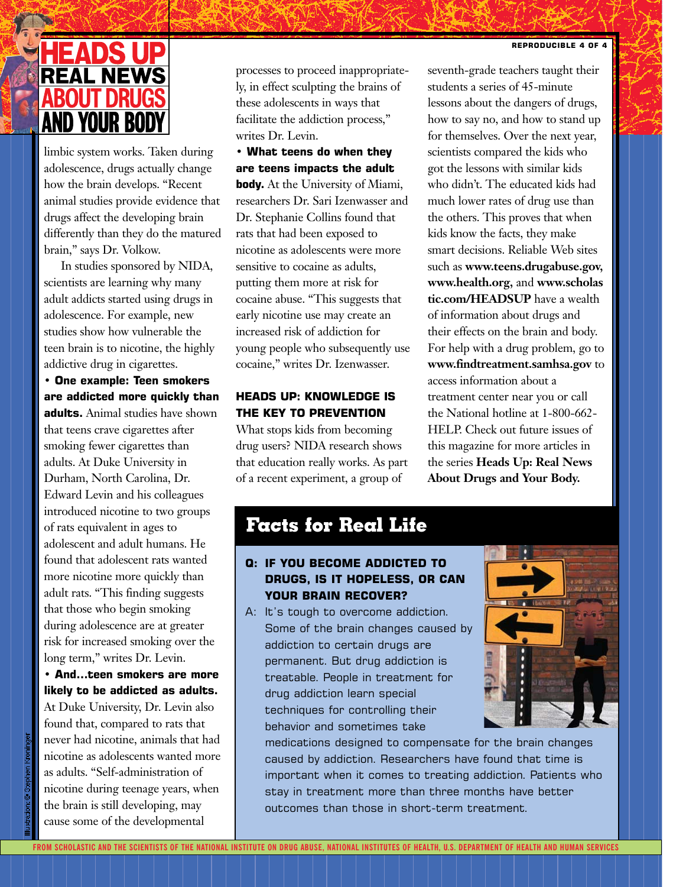# HEADS UP REAL NEWS ABOUT DRUGS AND YOUR BODY

limbic system works. Taken during adolescence, drugs actually change how the brain develops. "Recent animal studies provide evidence that drugs affect the developing brain differently than they do the matured brain," says Dr. Volkow.

In studies sponsored by NIDA, scientists are learning why many adult addicts started using drugs in adolescence. For example, new studies show how vulnerable the teen brain is to nicotine, the highly addictive drug in cigarettes.

- **One example: Teen smokers are addicted more quickly than adults.** Animal studies have shown that teens crave cigarettes after smoking fewer cigarettes than adults. At Duke University in Durham, North Carolina, Dr. Edward Levin and his colleagues introduced nicotine to two groups of rats equivalent in ages to adolescent and adult humans. He found that adolescent rats wanted more nicotine more quickly than adult rats. "This finding suggests that those who begin smoking during adolescence are at greater risk for increased smoking over the long term," writes Dr. Levin.
- **And...teen smokers are more likely to be addicted as adults.** At Duke University, Dr. Levin also found that, compared to rats that never had nicotine, animals that had nicotine as adolescents wanted more as adults. "Self-administration of nicotine during teenage years, when the brain is still developing, may cause some of the developmental processes to proceed inappropriately, in effect sculpting the brains of these adolescents in ways that facilitate the addiction process," writes Dr. Levin.
- **What teens do when they are teens impacts the adult body.** At the University of Miami, researchers Dr. Sari Izenwasser and Dr. Stephanie Collins found that rats that had been exposed to nicotine as adolescents were more sensitive to cocaine as adults, putting them more at risk for cocaine abuse. "This suggests that early nicotine use may create an increased risk of addiction for young people who subsequently use cocaine," writes Dr. Izenwasser.

## HEADS UP: KNOWLEDGE IS THE KEY TO PREVENTION

What stops kids from becoming drug users? NIDA research shows that education really works. As part of a recent experiment, a group of seventh-grade teachers taught their students a series of 45-minute lessons about the dangers of drugs, how to say no, and how to stand up for themselves. Over the next year, scientists compared the kids who got the lessons with similar kids who didn't. The educated kids had much lower rates of drug use than the others. This proves that when kids know the facts, they make smart decisions. Reliable Web sites such as **www.teens.drugabuse.gov**, **www.health.org**, and **www.scholastic.com/HEADSUP** have a wealth of information about drugs and their effects on the brain and body. For help with a drug problem, go to **www.findtreatment.samhsa.gov** to access information about a treatment center near you or call the National hotline at 1-800-662-HELP. Check out future issues of this magazine for more articles in the series **Heads Up: Real News About Drugs and Your Body.**

## Facts for Real Life

**Q: IF YOU BECOME ADDICTED TO DRUGS, IS IT HOPELESS, OR CAN YOUR BRAIN RECOVER?**

A: It's tough to overcome addiction. Some of the brain changes caused by addiction to certain drugs are permanent. But drug addiction is treatable. People in treatment for drug addiction learn special techniques for controlling their behavior and sometimes take medications designed to compensate for the brain changes caused by addiction. Researchers have found that time is important when it comes to treating addiction. Patients who stay in treatment more than three months have better outcomes than those in short-term treatment.

Illustrations © Stephen Kroninger

FROM SCHOLASTIC AND THE SCIENTISTS OF THE NATIONAL INSTITUTE ON DRUG ABUSE, NATIONAL INSTITUTES OF HEALTH, U.S. DEPARTMENT OF HEALTH AND HUMAN SERVICES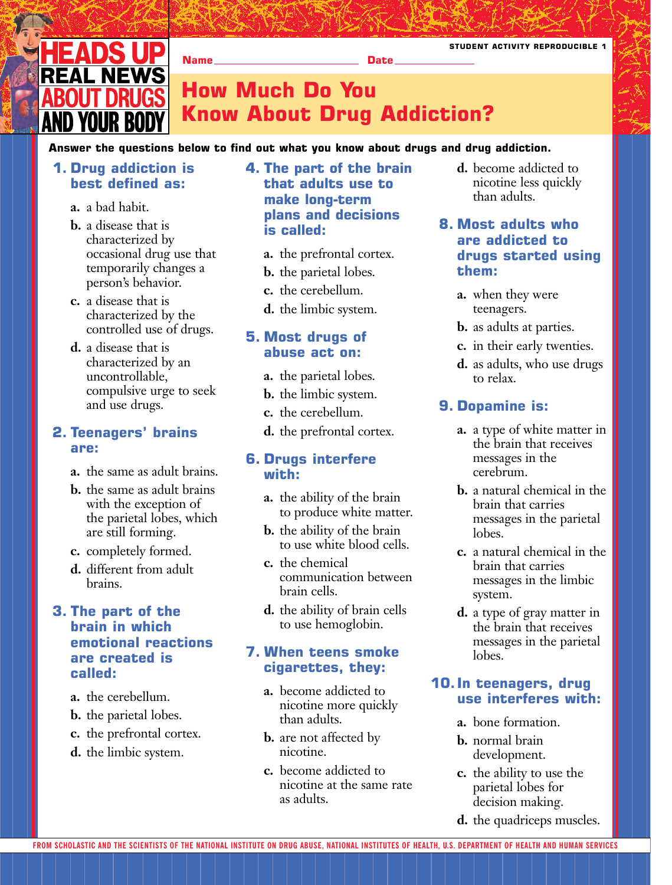HEADS UP
REAL NEWS ABOUT DRUGS AND YOUR BODY

STUDENT ACTIVITY REPRODUCIBLE 1

Name ________________________ Date ______________

# How Much Do You Know About Drug Addiction?

**Answer the questions below to find out what you know about drugs and drug addiction.**

### 1. Drug addiction is best defined as:

- **a.** a bad habit.
- **b.** a disease that is characterized by occasional drug use that temporarily changes a person's behavior.
- **c.** a disease that is characterized by the controlled use of drugs.
- **d.** a disease that is characterized by an uncontrollable, compulsive urge to seek and use drugs.

### 2. Teenagers' brains are:

- **a.** the same as adult brains.
- **b.** the same as adult brains with the exception of the parietal lobes, which are still forming.
- **c.** completely formed.
- **d.** different from adult brains.

### 3. The part of the brain in which emotional reactions are created is called:

- **a.** the cerebellum.
- **b.** the parietal lobes.
- **c.** the prefrontal cortex.
- **d.** the limbic system.

### 4. The part of the brain that adults use to make long-term plans and decisions is called:

- **a.** the prefrontal cortex.
- **b.** the parietal lobes.
- **c.** the cerebellum.
- **d.** the limbic system.

### 5. Most drugs of abuse act on:

- **a.** the parietal lobes.
- **b.** the limbic system.
- **c.** the cerebellum.
- **d.** the prefrontal cortex.

### 6. Drugs interfere with:

- **a.** the ability of the brain to produce white matter.
- **b.** the ability of the brain to use white blood cells.
- **c.** the chemical communication between brain cells.
- **d.** the ability of brain cells to use hemoglobin.

### 7. When teens smoke cigarettes, they:

- **a.** become addicted to nicotine more quickly than adults.
- **b.** are not affected by nicotine.
- **c.** become addicted to nicotine at the same rate as adults.
- **d.** become addicted to nicotine less quickly than adults.

### 8. Most adults who are addicted to drugs started using them:

- **a.** when they were teenagers.
- **b.** as adults at parties.
- **c.** in their early twenties.
- **d.** as adults, who use drugs to relax.

### 9. Dopamine is:

- **a.** a type of white matter in the brain that receives messages in the cerebrum.
- **b.** a natural chemical in the brain that carries messages in the parietal lobes.
- **c.** a natural chemical in the brain that carries messages in the limbic system.
- **d.** a type of gray matter in the brain that receives messages in the parietal lobes.

### 10. In teenagers, drug use interferes with:

- **a.** bone formation.
- **b.** normal brain development.
- **c.** the ability to use the parietal lobes for decision making.
- **d.** the quadriceps muscles.

FROM SCHOLASTIC AND THE SCIENTISTS OF THE NATIONAL INSTITUTE ON DRUG ABUSE, NATIONAL INSTITUTES OF HEALTH, U.S. DEPARTMENT OF HEALTH AND HUMAN SERVICES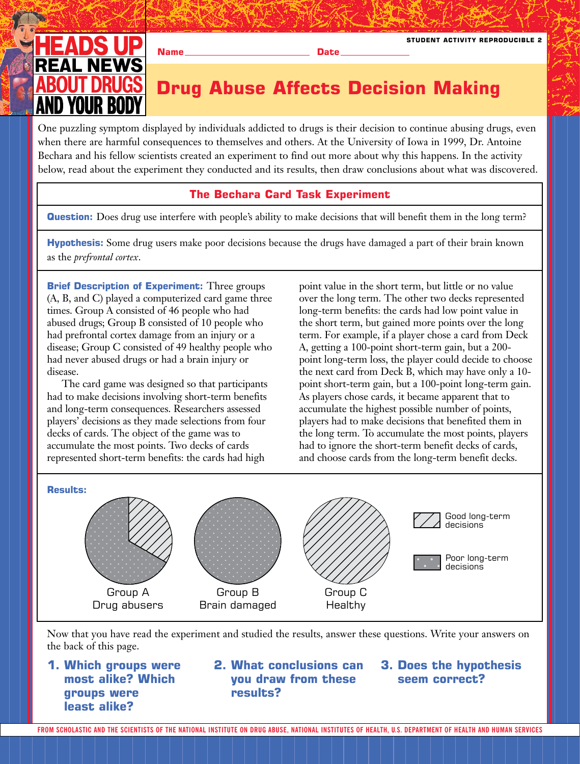STUDENT ACTIVITY REPRODUCIBLE 2

HEADS UP
REAL NEWS ABOUT DRUGS AND YOUR BODY

Name ____________________ Date ____________

# Drug Abuse Affects Decision Making

One puzzling symptom displayed by individuals addicted to drugs is their decision to continue abusing drugs, even when there are harmful consequences to themselves and others. At the University of Iowa in 1999, Dr. Antoine Bechara and his fellow scientists created an experiment to find out more about why this happens. In the activity below, read about the experiment they conducted and its results, then draw conclusions about what was discovered.

## The Bechara Card Task Experiment

**Question:** Does drug use interfere with people's ability to make decisions that will benefit them in the long term?

**Hypothesis:** Some drug users make poor decisions because the drugs have damaged a part of their brain known as the *prefrontal cortex*.

**Brief Description of Experiment:** Three groups (A, B, and C) played a computerized card game three times. Group A consisted of 46 people who had abused drugs; Group B consisted of 10 people who had prefrontal cortex damage from an injury or a disease; Group C consisted of 49 healthy people who had never abused drugs or had a brain injury or disease.

The card game was designed so that participants had to make decisions involving short-term benefits and long-term consequences. Researchers assessed players' decisions as they made selections from four decks of cards. The object of the game was to accumulate the most points. Two decks of cards represented short-term benefits: the cards had high point value in the short term, but little or no value over the long term. The other two decks represented long-term benefits: the cards had low point value in the short term, but gained more points over the long term. For example, if a player chose a card from Deck A, getting a 100-point short-term gain, but a 200-point long-term loss, the player could decide to choose the next card from Deck B, which may have only a 10-point short-term gain, but a 100-point long-term gain. As players chose cards, it became apparent that to accumulate the highest possible number of points, players had to make decisions that benefited them in the long term. To accumulate the most points, players had to ignore the short-term benefit decks of cards, and choose cards from the long-term benefit decks.

**Results:**

Group A
Drug abusers

Group B
Brain damaged

Group C
Healthy

Good long-term decisions

Poor long-term decisions

Now that you have read the experiment and studied the results, answer these questions. Write your answers on the back of this page.

1. **Which groups were most alike? Which groups were least alike?**
2. **What conclusions can you draw from these results?**
3. **Does the hypothesis seem correct?**

FROM SCHOLASTIC AND THE SCIENTISTS OF THE NATIONAL INSTITUTE ON DRUG ABUSE, NATIONAL INSTITUTES OF HEALTH, U.S. DEPARTMENT OF HEALTH AND HUMAN SERVICES